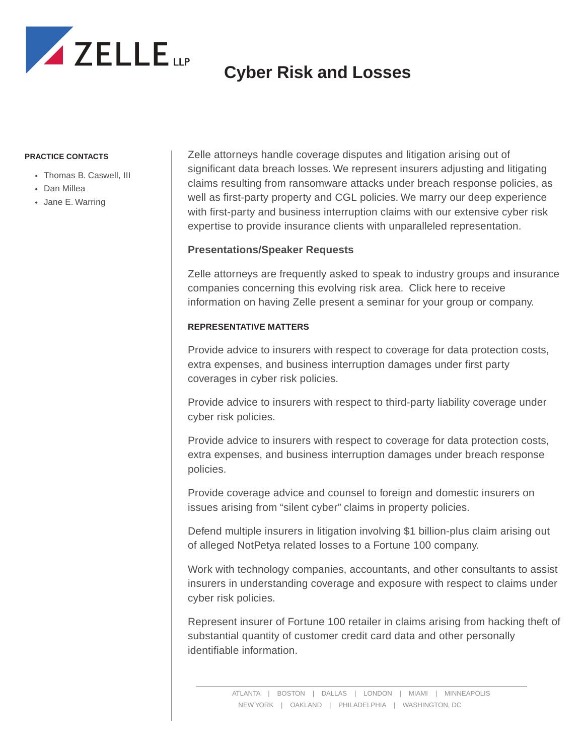# Cyber Risk and Losses

**PRACTICE CONTACTS**

- Thomas B. Caswell, III
- Dan Millea
- Jane E. Warring

Zelle attorneys handle coverage disputes and litigation arising out of significant data breach losses. We represent insurers adjusting and litigating claims resulting from ransomware attacks under breach response policies, as well as first-party property and CGL policies. We marry our deep experience with first-party and business interruption claims with our extensive cyber risk expertise to provide insurance clients with unparalleled representation.

## Presentations/Speaker Requests

Zelle attorneys are frequently asked to speak to industry groups and insurance companies concerning this evolving risk area. Click here to receive information on having Zelle present a seminar for your group or company.

### REPRESENTATIVE MATTERS

Provide advice to insurers with respect to coverage for data protection costs, extra expenses, and business interruption damages under first party coverages in cyber risk policies.

Provide advice to insurers with respect to third-party liability coverage under cyber risk policies.

Provide advice to insurers with respect to coverage for data protection costs, extra expenses, and business interruption damages under breach response policies.

Provide coverage advice and counsel to foreign and domestic insurers on issues arising from "silent cyber" claims in property policies.

Defend multiple insurers in litigation involving $1 billion-plus claim arising out of alleged NotPetya related losses to a Fortune 100 company.

Work with technology companies, accountants, and other consultants to assist insurers in understanding coverage and exposure with respect to claims under cyber risk policies.

Represent insurer of Fortune 100 retailer in claims arising from hacking theft of substantial quantity of customer credit card data and other personally identifiable information.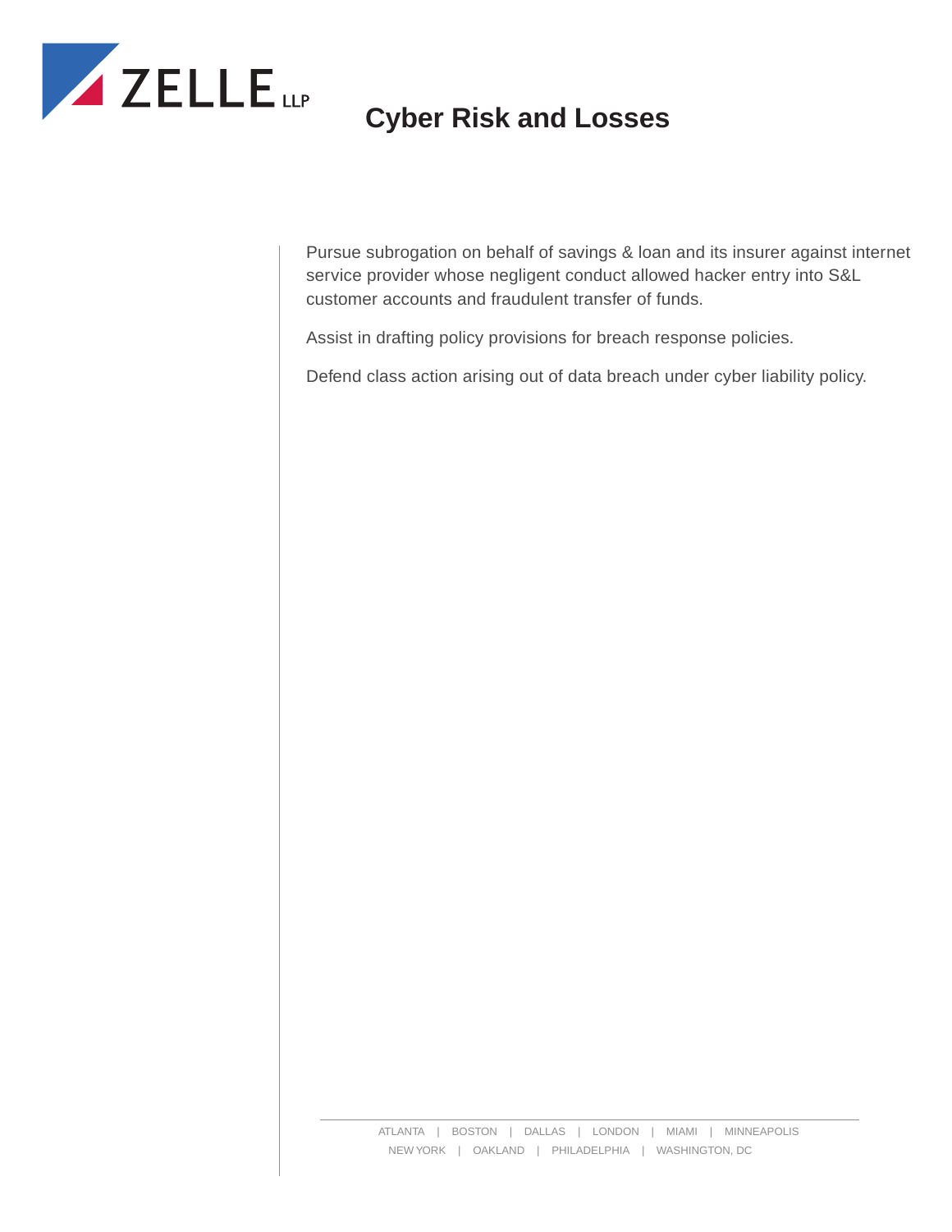# Cyber Risk and Losses

Pursue subrogation on behalf of savings & loan and its insurer against internet service provider whose negligent conduct allowed hacker entry into S&L customer accounts and fraudulent transfer of funds.

Assist in drafting policy provisions for breach response policies.

Defend class action arising out of data breach under cyber liability policy.